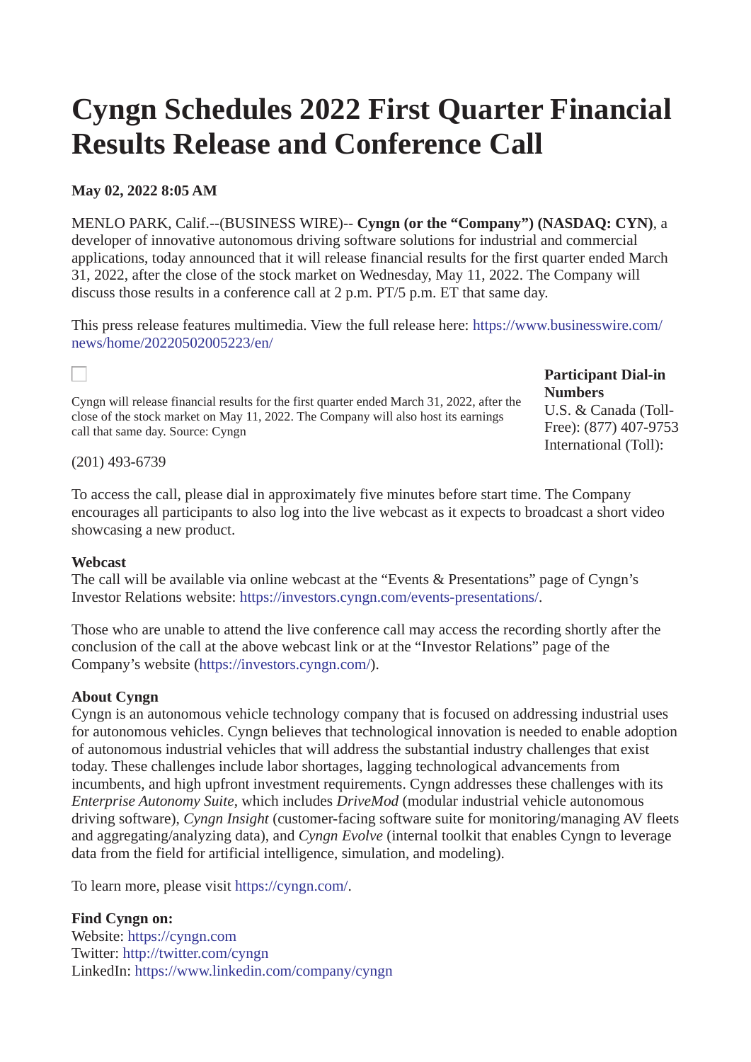# Cyngn Schedules 2022 First Quarter Financial Results Release and Conference Call

**May 02, 2022 8:05 AM**

MENLO PARK, Calif.--(BUSINESS WIRE)-- **Cyngn (or the "Company") (NASDAQ: CYN)**, a developer of innovative autonomous driving software solutions for industrial and commercial applications, today announced that it will release financial results for the first quarter ended March 31, 2022, after the close of the stock market on Wednesday, May 11, 2022. The Company will discuss those results in a conference call at 2 p.m. PT/5 p.m. ET that same day.

This press release features multimedia. View the full release here: https://www.businesswire.com/news/home/20220502005223/en/

Cyngn will release financial results for the first quarter ended March 31, 2022, after the close of the stock market on May 11, 2022. The Company will also host its earnings call that same day. Source: Cyngn

**Participant Dial-in Numbers**
U.S. & Canada (Toll-Free): (877) 407-9753
International (Toll): (201) 493-6739

To access the call, please dial in approximately five minutes before start time. The Company encourages all participants to also log into the live webcast as it expects to broadcast a short video showcasing a new product.

**Webcast**
The call will be available via online webcast at the "Events & Presentations" page of Cyngn's Investor Relations website: https://investors.cyngn.com/events-presentations/.

Those who are unable to attend the live conference call may access the recording shortly after the conclusion of the call at the above webcast link or at the "Investor Relations" page of the Company's website (https://investors.cyngn.com/).

**About Cyngn**
Cyngn is an autonomous vehicle technology company that is focused on addressing industrial uses for autonomous vehicles. Cyngn believes that technological innovation is needed to enable adoption of autonomous industrial vehicles that will address the substantial industry challenges that exist today. These challenges include labor shortages, lagging technological advancements from incumbents, and high upfront investment requirements. Cyngn addresses these challenges with its *Enterprise Autonomy Suite*, which includes *DriveMod* (modular industrial vehicle autonomous driving software), *Cyngn Insight* (customer-facing software suite for monitoring/managing AV fleets and aggregating/analyzing data), and *Cyngn Evolve* (internal toolkit that enables Cyngn to leverage data from the field for artificial intelligence, simulation, and modeling).

To learn more, please visit https://cyngn.com/.

**Find Cyngn on:**
Website: https://cyngn.com
Twitter: http://twitter.com/cyngn
LinkedIn: https://www.linkedin.com/company/cyngn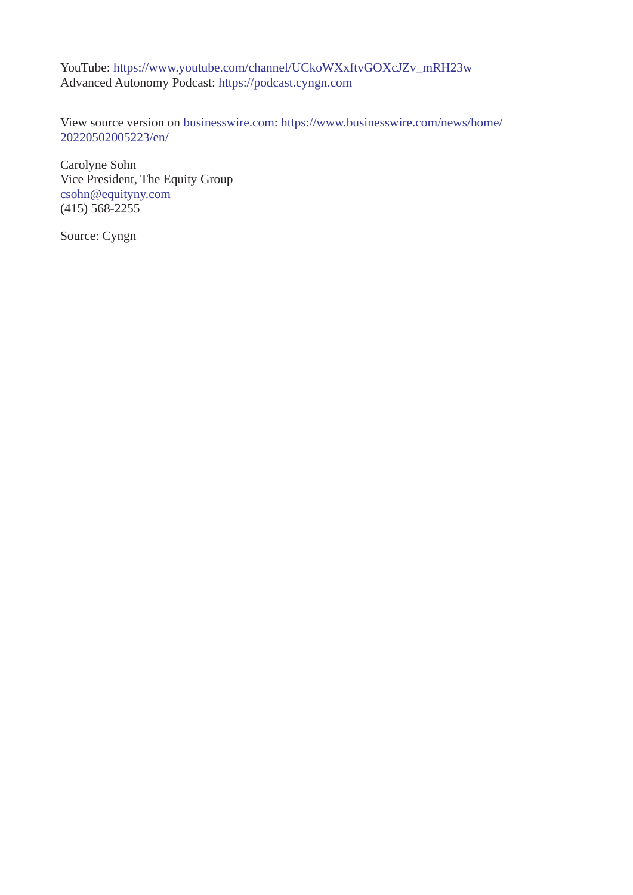YouTube: https://www.youtube.com/channel/UCkoWXxftvGOXcJZv_mRH23w
Advanced Autonomy Podcast: https://podcast.cyngn.com

View source version on businesswire.com: https://www.businesswire.com/news/home/20220502005223/en/

Carolyne Sohn
Vice President, The Equity Group
csohn@equityny.com
(415) 568-2255

Source: Cyngn